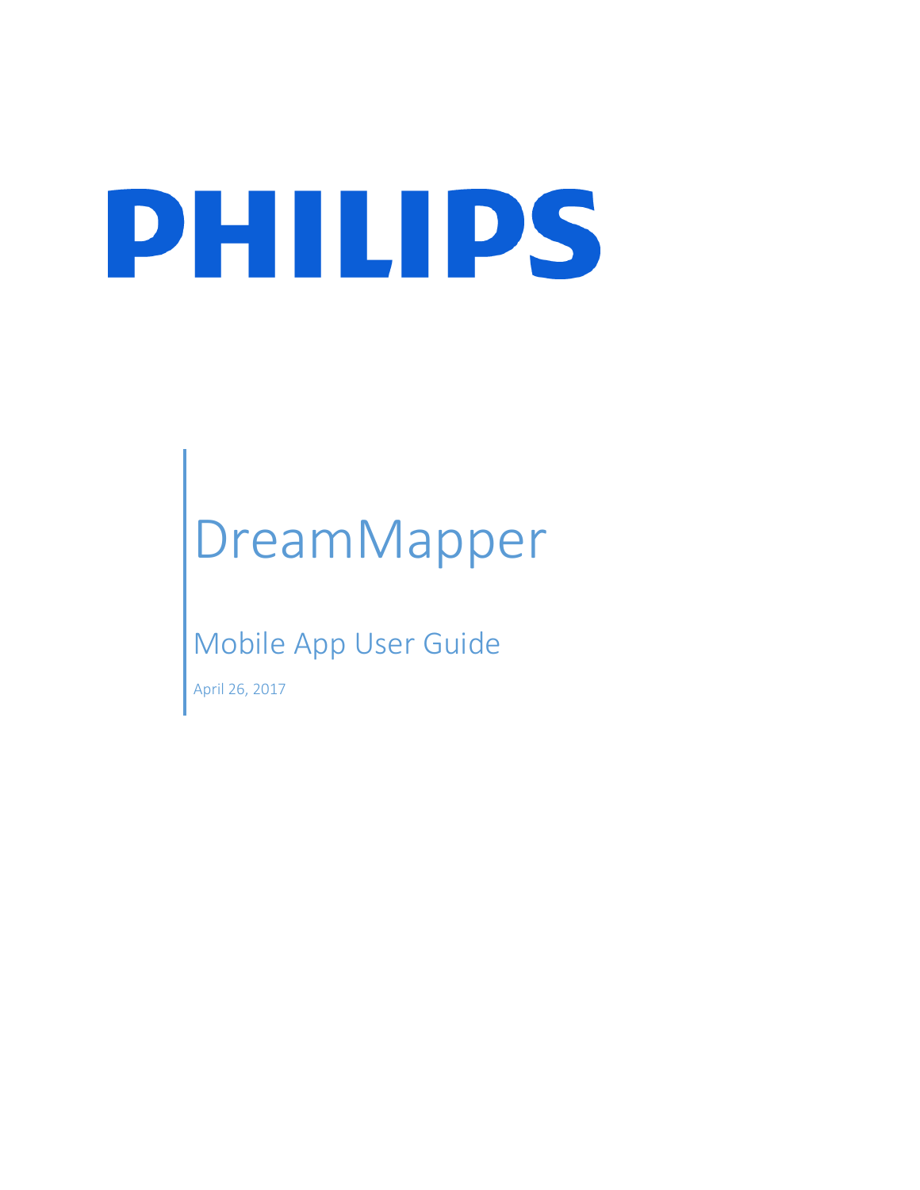# PHILIPS

# DreamMapper

## Mobile App User Guide

April 26, 2017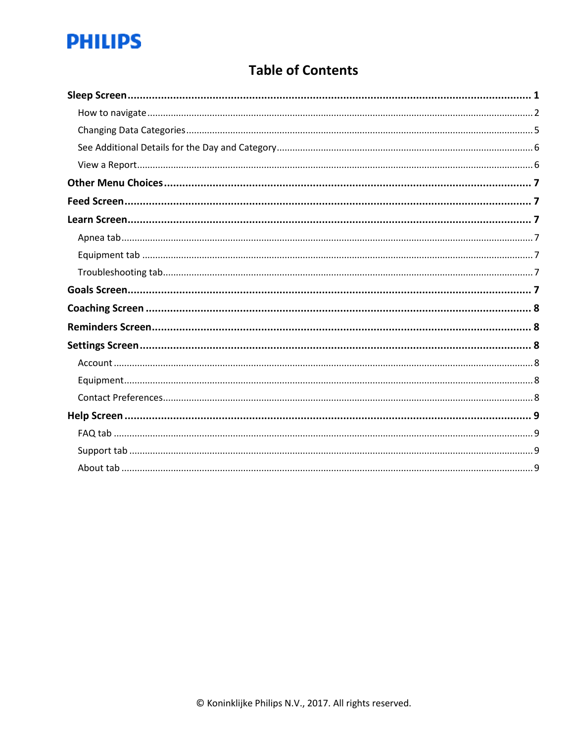**PHILIPS**

# Table of Contents

**Sleep Screen** ........ **1**

- How to navigate ........ 2
- Changing Data Categories ........ 5
- See Additional Details for the Day and Category ........ 6
- View a Report ........ 6

**Other Menu Choices** ........ **7**

**Feed Screen** ........ **7**

**Learn Screen** ........ **7**

- Apnea tab ........ 7
- Equipment tab ........ 7
- Troubleshooting tab ........ 7

**Goals Screen** ........ **7**

**Coaching Screen** ........ **8**

**Reminders Screen** ........ **8**

**Settings Screen** ........ **8**

- Account ........ 8
- Equipment ........ 8
- Contact Preferences ........ 8

**Help Screen** ........ **9**

- FAQ tab ........ 9
- Support tab ........ 9
- About tab ........ 9

© Koninklijke Philips N.V., 2017. All rights reserved.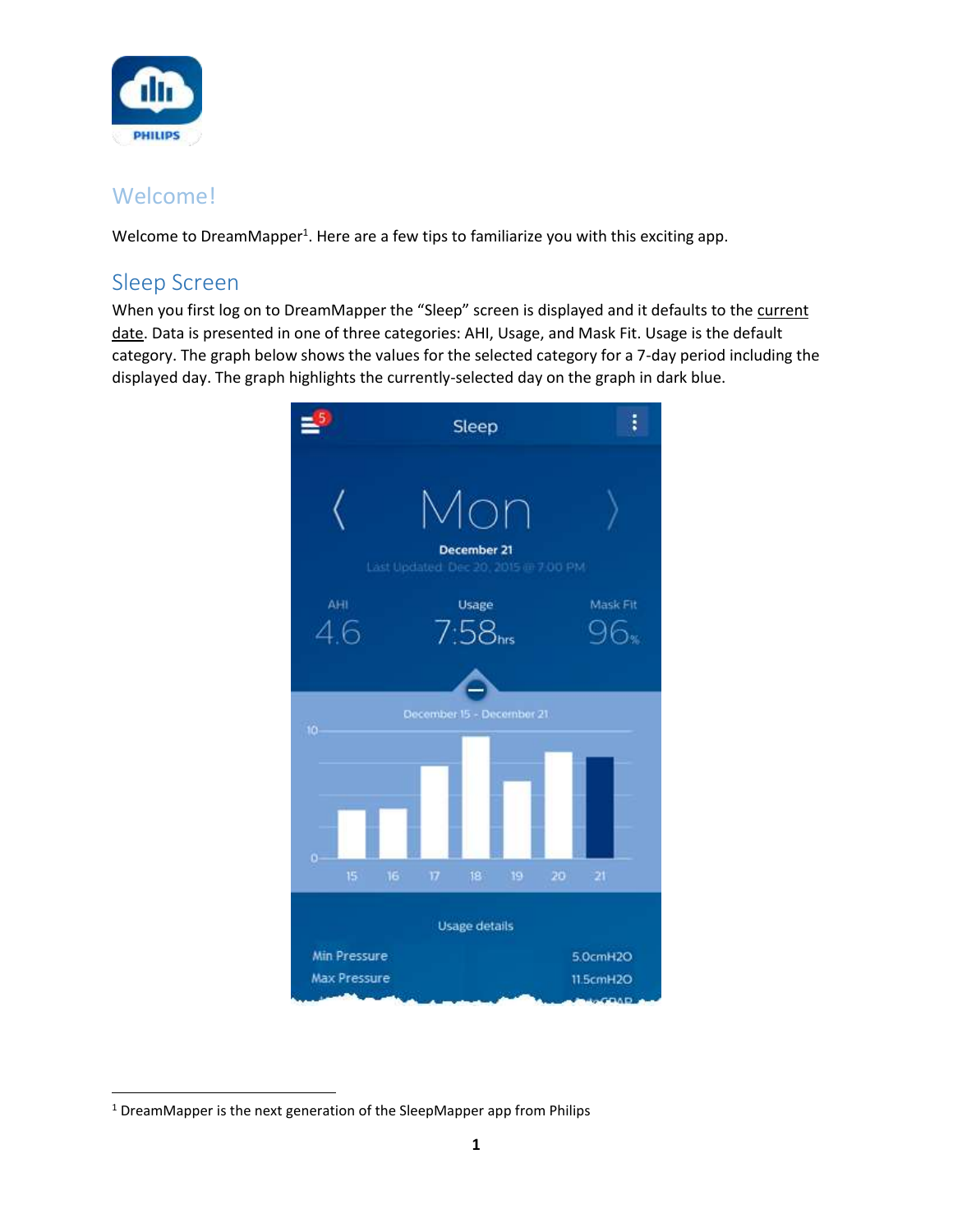## Welcome!

Welcome to DreamMapper[1]. Here are a few tips to familiarize you with this exciting app.

## Sleep Screen

When you first log on to DreamMapper the "Sleep" screen is displayed and it defaults to the current date. Data is presented in one of three categories: AHI, Usage, and Mask Fit. Usage is the default category. The graph below shows the values for the selected category for a 7-day period including the displayed day. The graph highlights the currently-selected day on the graph in dark blue.

[1] DreamMapper is the next generation of the SleepMapper app from Philips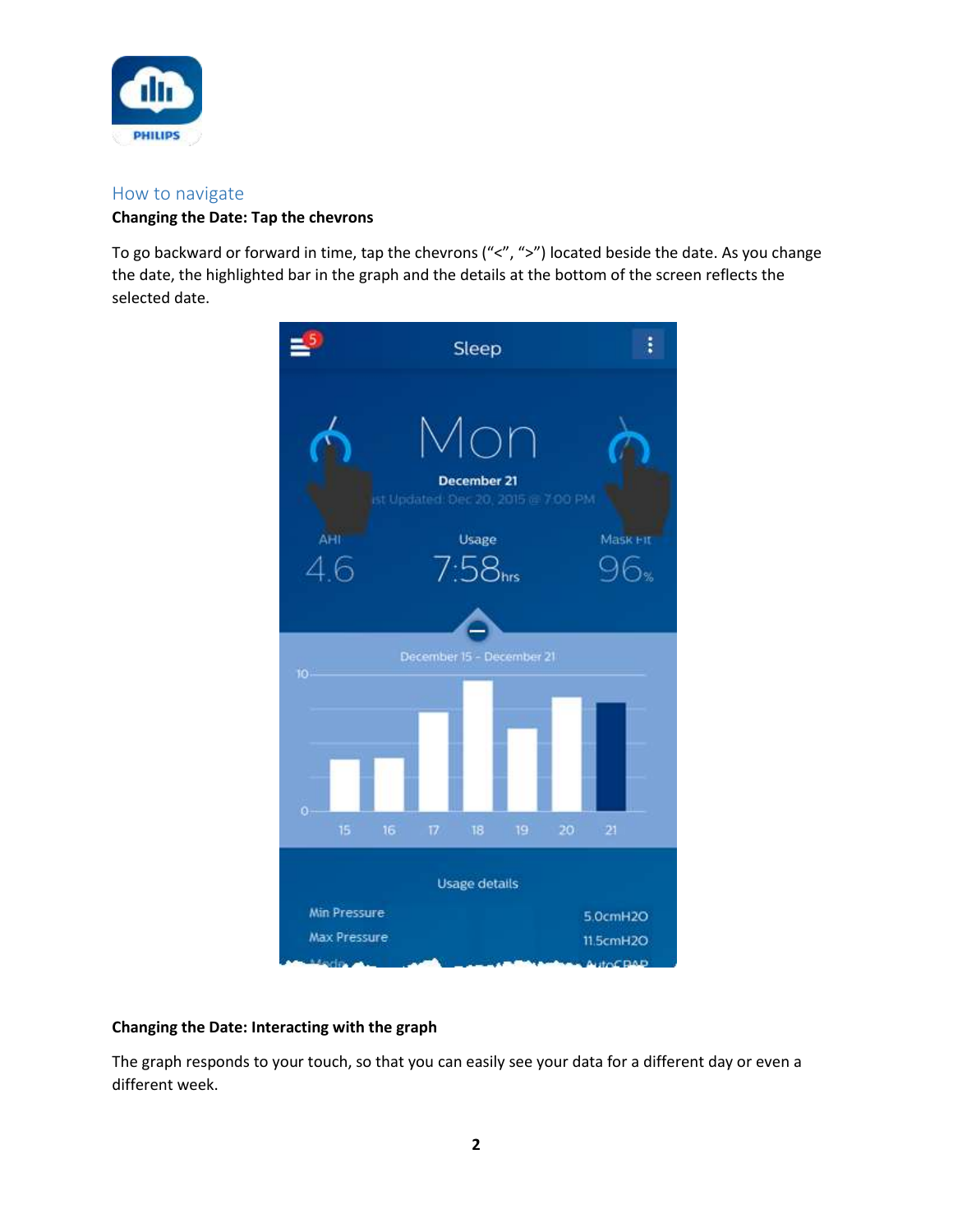## How to navigate

**Changing the Date: Tap the chevrons**

To go backward or forward in time, tap the chevrons ("<", ">") located beside the date. As you change the date, the highlighted bar in the graph and the details at the bottom of the screen reflects the selected date.

**Changing the Date: Interacting with the graph**

The graph responds to your touch, so that you can easily see your data for a different day or even a different week.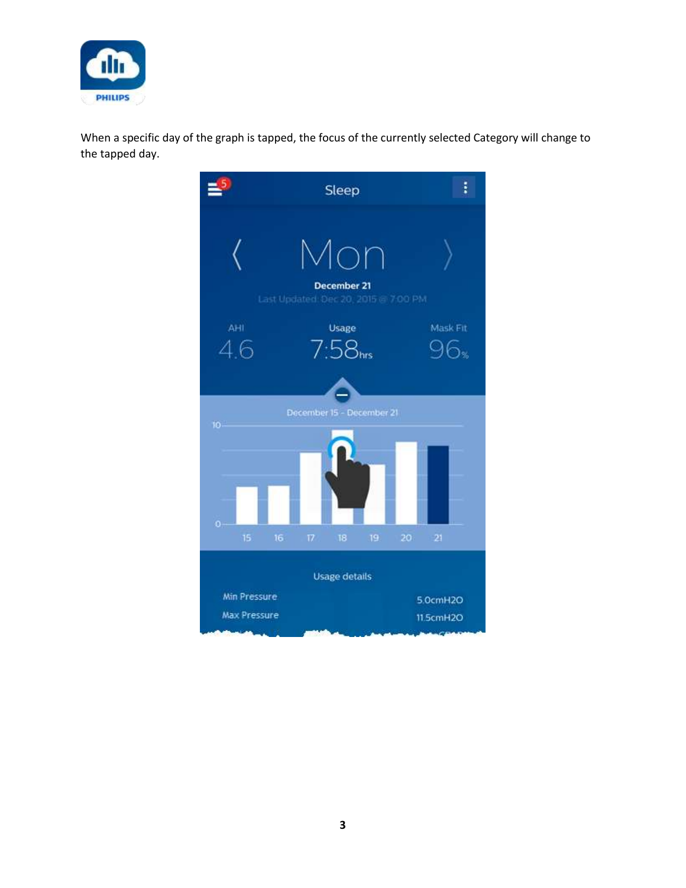When a specific day of the graph is tapped, the focus of the currently selected Category will change to the tapped day.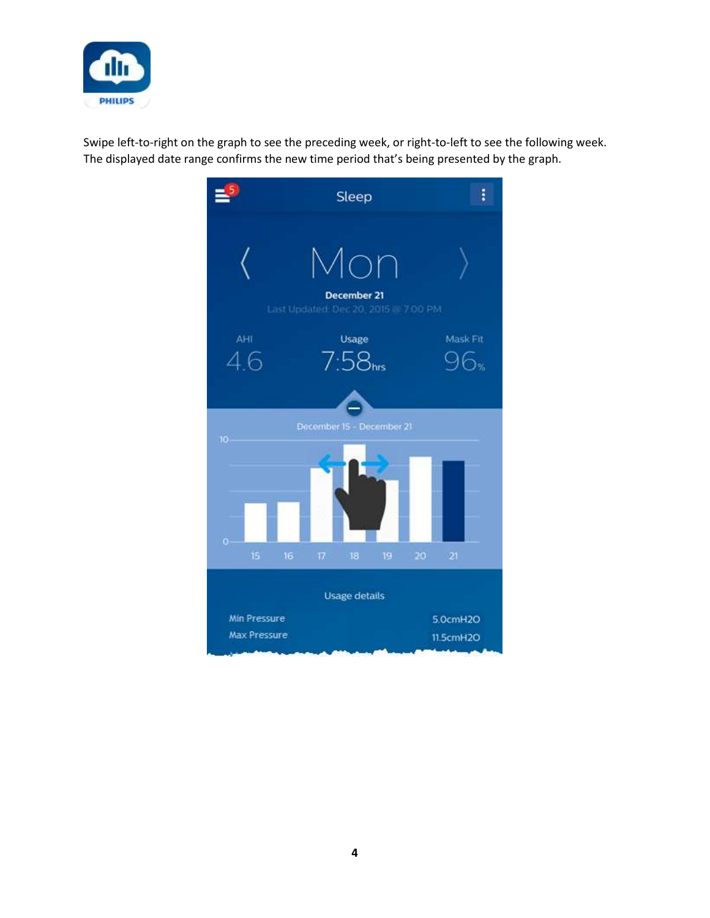Swipe left-to-right on the graph to see the preceding week, or right-to-left to see the following week. The displayed date range confirms the new time period that's being presented by the graph.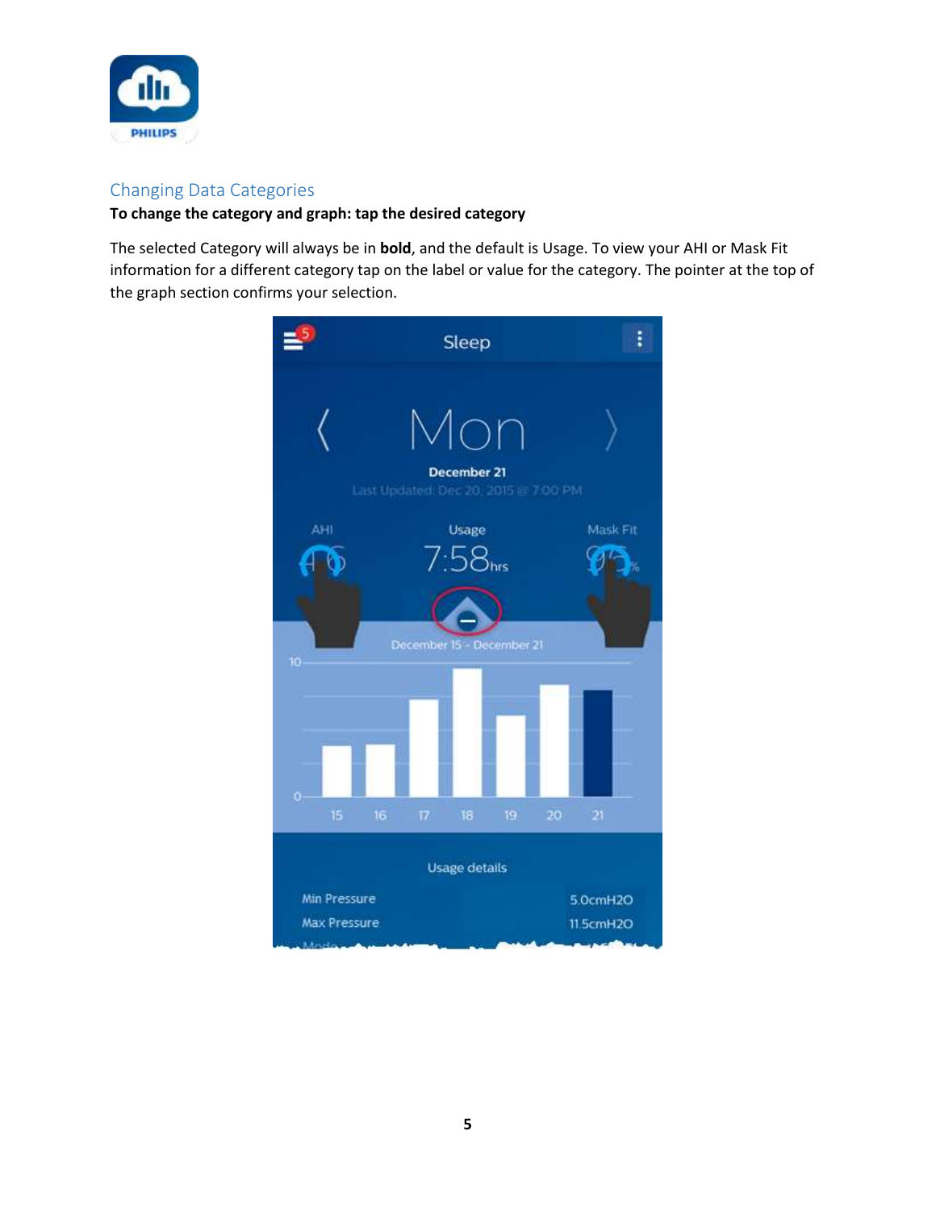## Changing Data Categories

**To change the category and graph: tap the desired category**

The selected Category will always be in **bold**, and the default is Usage. To view your AHI or Mask Fit information for a different category tap on the label or value for the category. The pointer at the top of the graph section confirms your selection.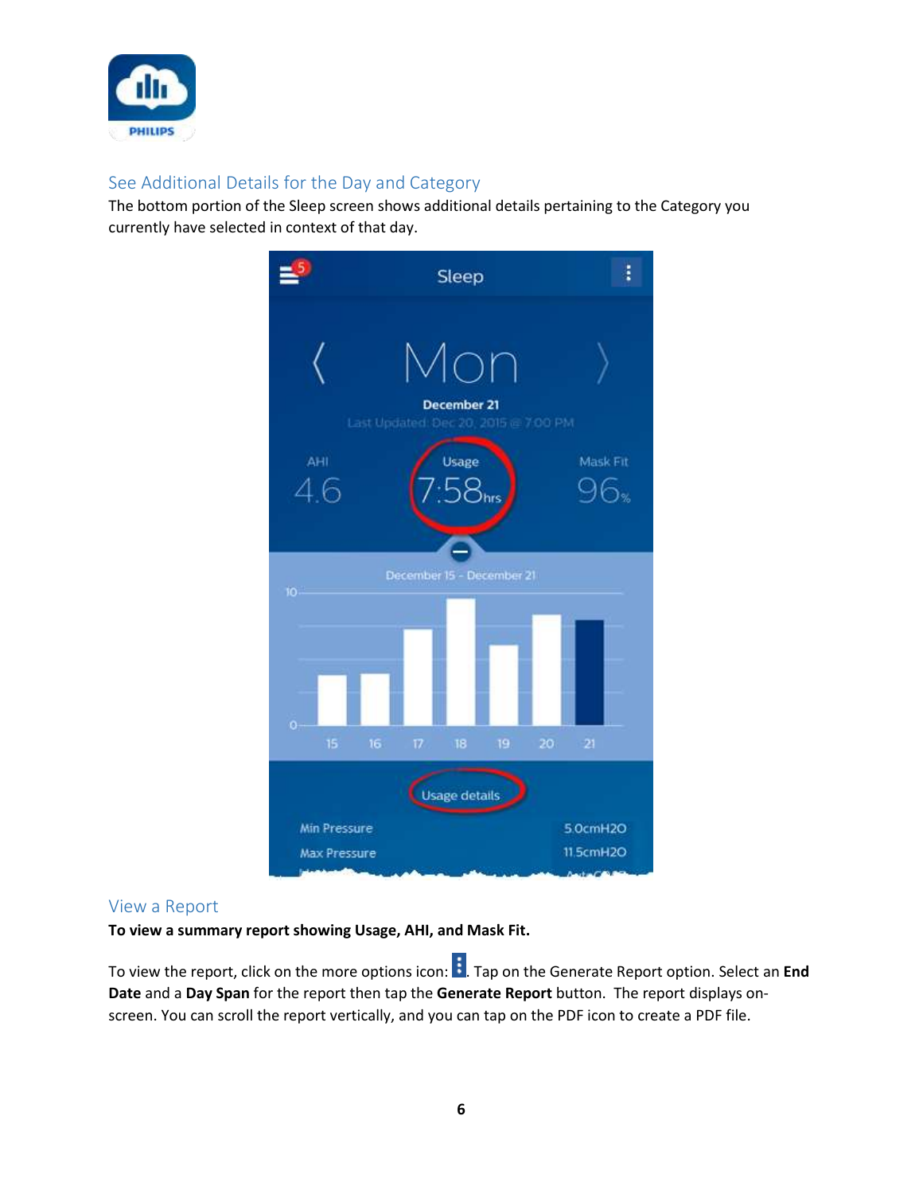## See Additional Details for the Day and Category

The bottom portion of the Sleep screen shows additional details pertaining to the Category you currently have selected in context of that day.

## View a Report

**To view a summary report showing Usage, AHI, and Mask Fit.**

To view the report, click on the more options icon: ⋮. Tap on the Generate Report option. Select an **End Date** and a **Day Span** for the report then tap the **Generate Report** button. The report displays on-screen. You can scroll the report vertically, and you can tap on the PDF icon to create a PDF file.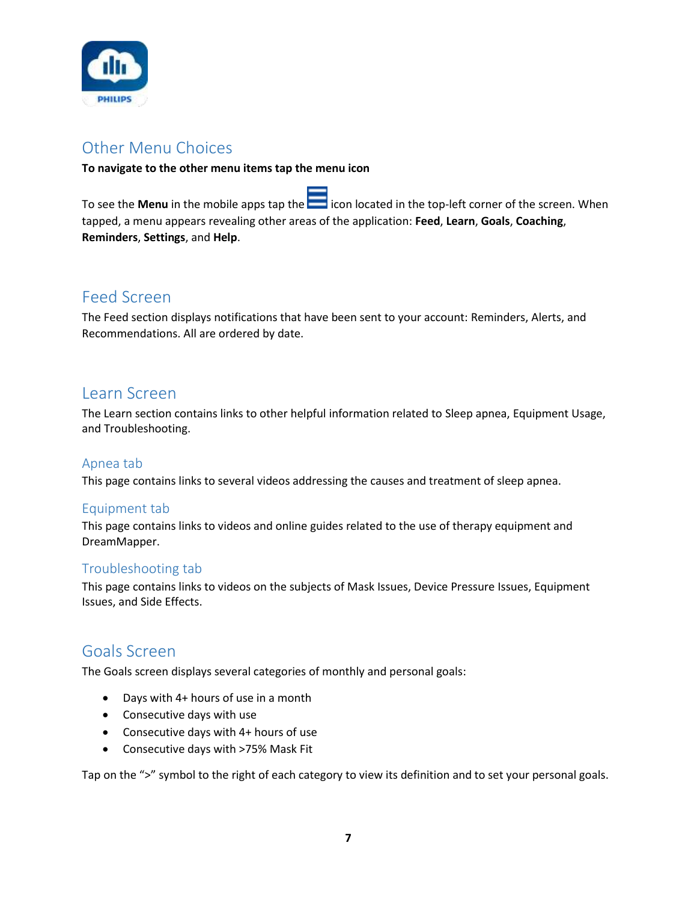## Other Menu Choices

**To navigate to the other menu items tap the menu icon**

To see the **Menu** in the mobile apps tap the icon located in the top-left corner of the screen. When tapped, a menu appears revealing other areas of the application: **Feed**, **Learn**, **Goals**, **Coaching**, **Reminders**, **Settings**, and **Help**.

## Feed Screen

The Feed section displays notifications that have been sent to your account: Reminders, Alerts, and Recommendations. All are ordered by date.

## Learn Screen

The Learn section contains links to other helpful information related to Sleep apnea, Equipment Usage, and Troubleshooting.

### Apnea tab

This page contains links to several videos addressing the causes and treatment of sleep apnea.

### Equipment tab

This page contains links to videos and online guides related to the use of therapy equipment and DreamMapper.

### Troubleshooting tab

This page contains links to videos on the subjects of Mask Issues, Device Pressure Issues, Equipment Issues, and Side Effects.

## Goals Screen

The Goals screen displays several categories of monthly and personal goals:

- Days with 4+ hours of use in a month
- Consecutive days with use
- Consecutive days with 4+ hours of use
- Consecutive days with >75% Mask Fit

Tap on the ">" symbol to the right of each category to view its definition and to set your personal goals.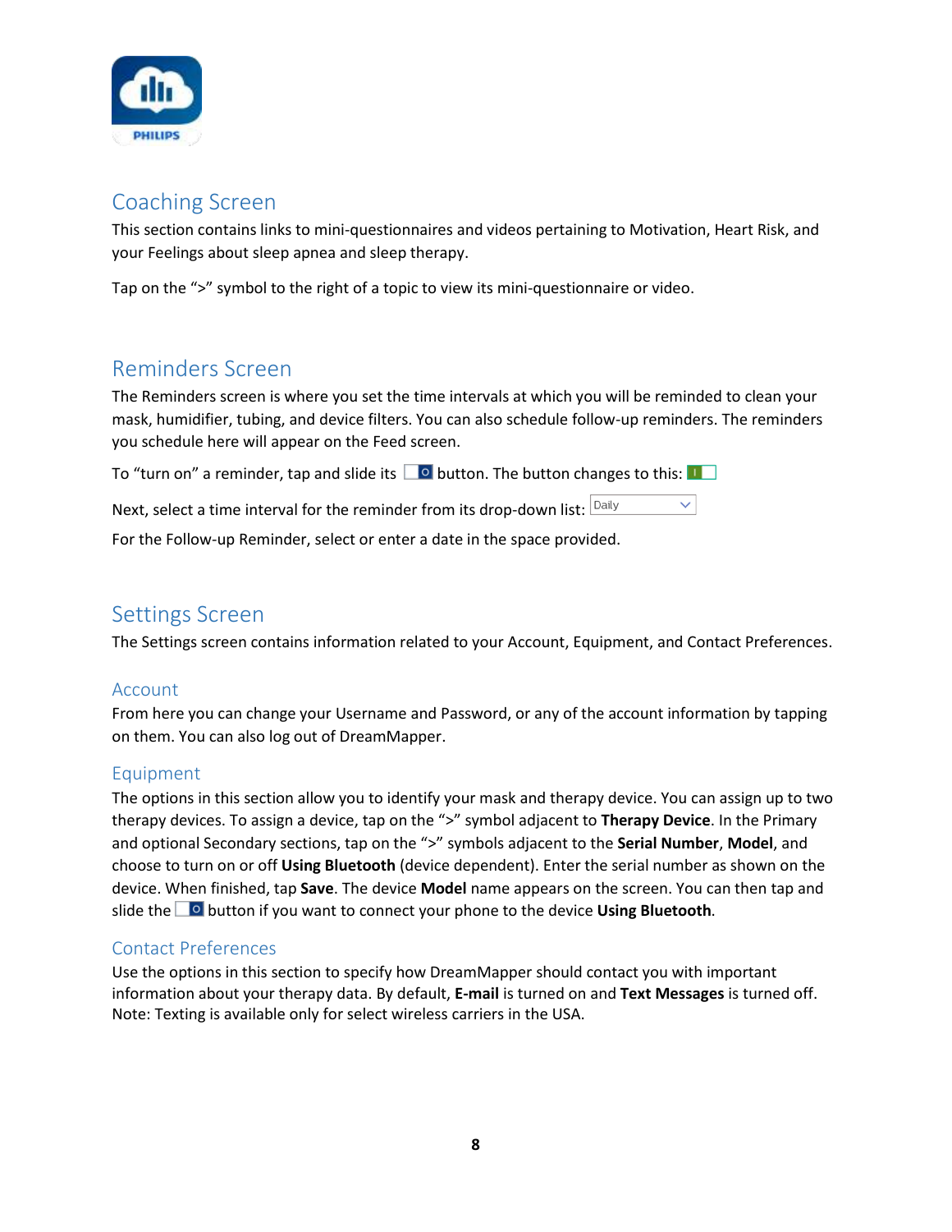## Coaching Screen

This section contains links to mini-questionnaires and videos pertaining to Motivation, Heart Risk, and your Feelings about sleep apnea and sleep therapy.

Tap on the ">" symbol to the right of a topic to view its mini-questionnaire or video.

## Reminders Screen

The Reminders screen is where you set the time intervals at which you will be reminded to clean your mask, humidifier, tubing, and device filters. You can also schedule follow-up reminders. The reminders you schedule here will appear on the Feed screen.

To "turn on" a reminder, tap and slide its button. The button changes to this:

Next, select a time interval for the reminder from its drop-down list: Daily

For the Follow-up Reminder, select or enter a date in the space provided.

## Settings Screen

The Settings screen contains information related to your Account, Equipment, and Contact Preferences.

### Account

From here you can change your Username and Password, or any of the account information by tapping on them. You can also log out of DreamMapper.

### Equipment

The options in this section allow you to identify your mask and therapy device. You can assign up to two therapy devices. To assign a device, tap on the ">" symbol adjacent to **Therapy Device**. In the Primary and optional Secondary sections, tap on the ">" symbols adjacent to the **Serial Number**, **Model**, and choose to turn on or off **Using Bluetooth** (device dependent). Enter the serial number as shown on the device. When finished, tap **Save**. The device **Model** name appears on the screen. You can then tap and slide the button if you want to connect your phone to the device **Using Bluetooth**.

### Contact Preferences

Use the options in this section to specify how DreamMapper should contact you with important information about your therapy data. By default, **E-mail** is turned on and **Text Messages** is turned off. Note: Texting is available only for select wireless carriers in the USA.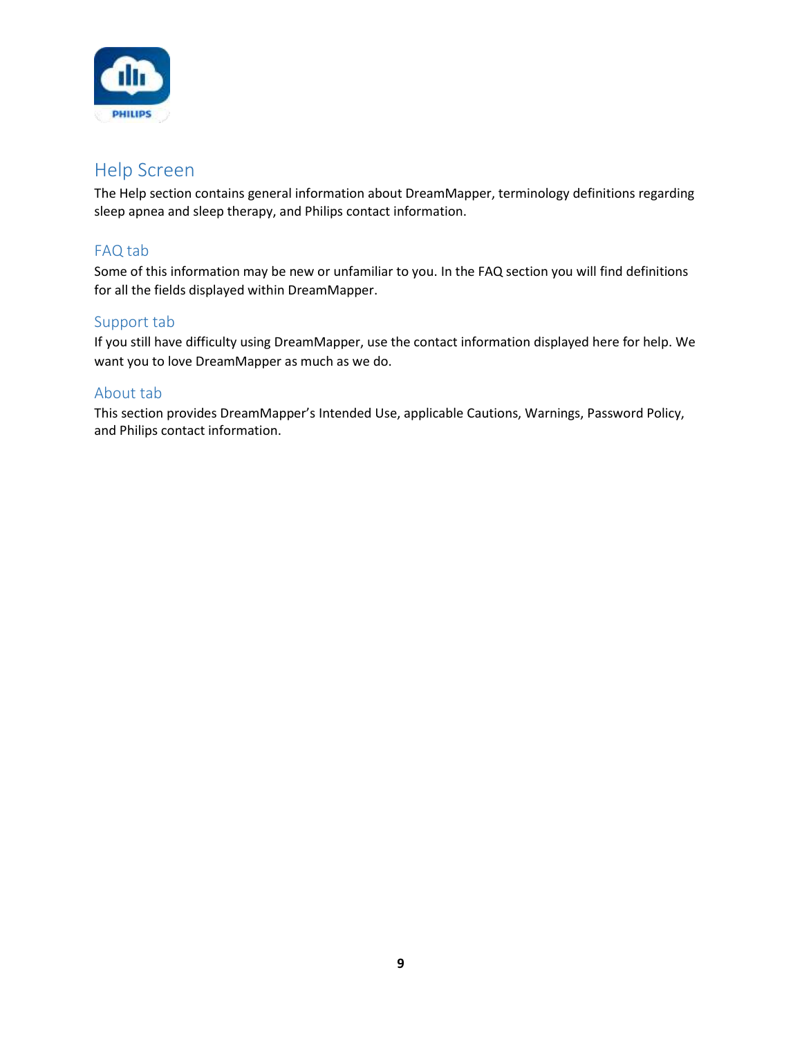## Help Screen

The Help section contains general information about DreamMapper, terminology definitions regarding sleep apnea and sleep therapy, and Philips contact information.

### FAQ tab

Some of this information may be new or unfamiliar to you. In the FAQ section you will find definitions for all the fields displayed within DreamMapper.

### Support tab

If you still have difficulty using DreamMapper, use the contact information displayed here for help. We want you to love DreamMapper as much as we do.

### About tab

This section provides DreamMapper's Intended Use, applicable Cautions, Warnings, Password Policy, and Philips contact information.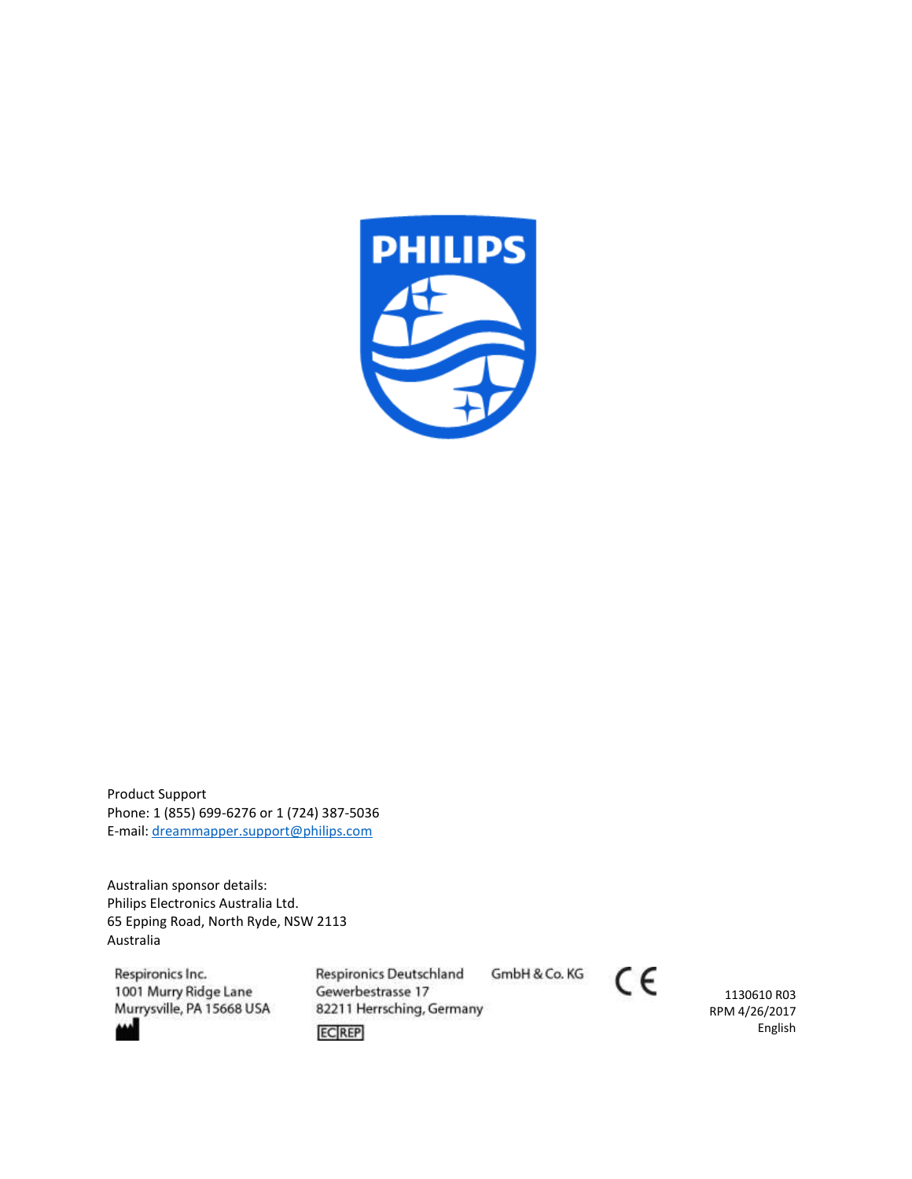Product Support
Phone: 1 (855) 699-6276 or 1 (724) 387-5036
E-mail: dreammapper.support@philips.com

Australian sponsor details:
Philips Electronics Australia Ltd.
65 Epping Road, North Ryde, NSW 2113
Australia

Respironics Inc.
1001 Murry Ridge Lane
Murrysville, PA 15668 USA

Respironics Deutschland GmbH & Co. KG
Gewerbestrasse 17
82211 Herrsching, Germany

EC REP

CE

1130610 R03
RPM 4/26/2017
English